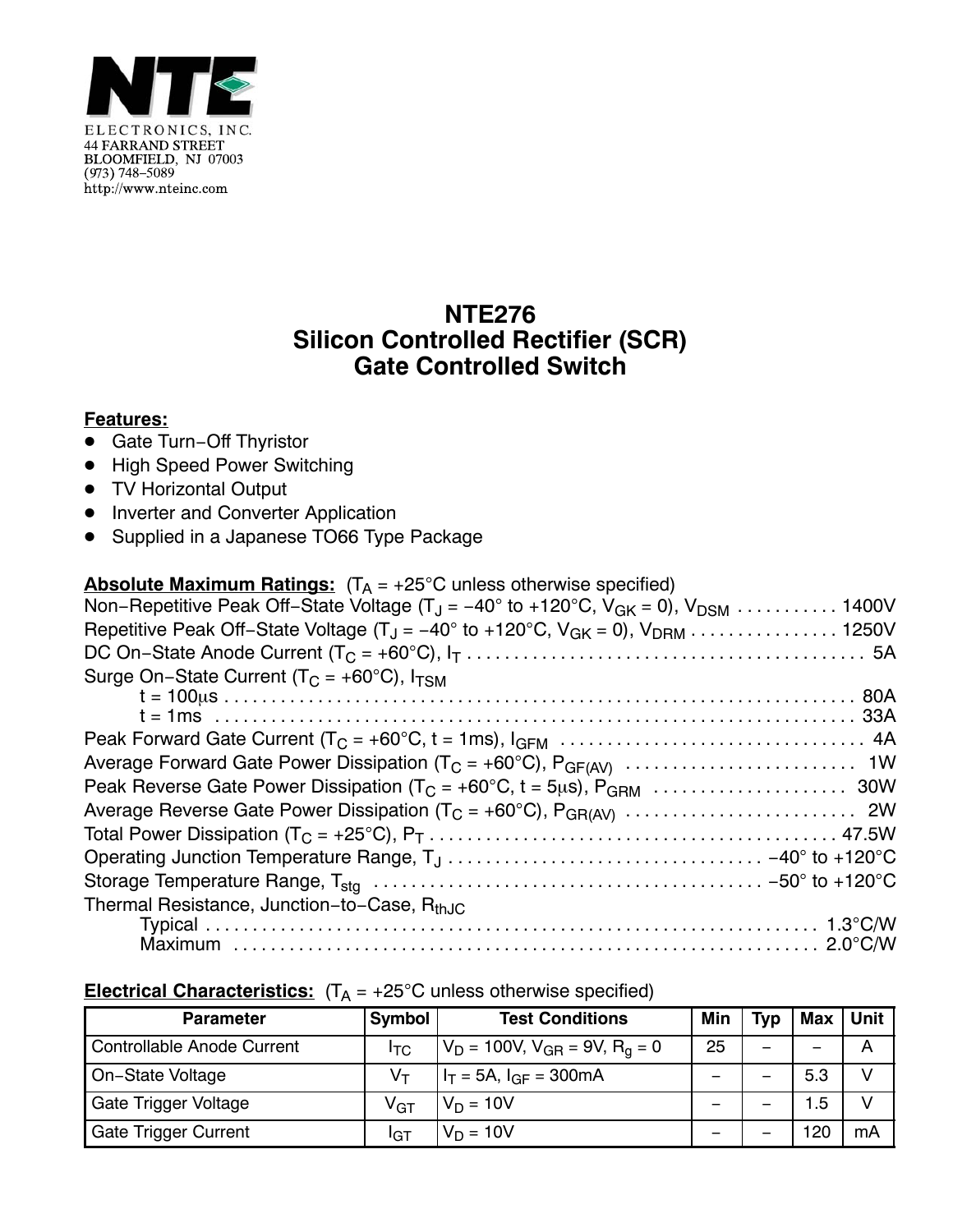NTE

ELECTRONICS, INC.
44 FARRAND STREET
BLOOMFIELD, NJ 07003
(973) 748–5089
http://www.nteinc.com

# NTE276
# Silicon Controlled Rectifier (SCR)
# Gate Controlled Switch

**Features:**

- Gate Turn–Off Thyristor
- High Speed Power Switching
- TV Horizontal Output
- Inverter and Converter Application
- Supplied in a Japanese TO66 Type Package

**Absolute Maximum Ratings:** ($T_A$ = +25°C unless otherwise specified)

Non–Repetitive Peak Off–State Voltage ($T_J$ = −40° to +120°C, $V_{GK}$ = 0), $V_{DSM}$ . . . . . . . . . . . 1400V
Repetitive Peak Off–State Voltage ($T_J$ = −40° to +120°C, $V_{GK}$ = 0), $V_{DRM}$ . . . . . . . . . . . . . . . 1250V
DC On–State Anode Current ($T_C$ = +60°C), $I_T$ . . . . . . . . . . . . . . . . . . . . . . . . . . . . . . . . . . . . . . . . . . 5A
Surge On–State Current ($T_C$ = +60°C), $I_{TSM}$
    t = 100μs . . . . . . . . . . . . . . . . . . . . . . . . . . . . . . . . . . . . . . . . . . . . . . . . . . . . . . . . . . . . . . . . . . . . 80A
    t = 1ms . . . . . . . . . . . . . . . . . . . . . . . . . . . . . . . . . . . . . . . . . . . . . . . . . . . . . . . . . . . . . . . . . . . . . . 33A
Peak Forward Gate Current ($T_C$ = +60°C, t = 1ms), $I_{GFM}$ . . . . . . . . . . . . . . . . . . . . . . . . . . . . . . . . 4A
Average Forward Gate Power Dissipation ($T_C$ = +60°C), $P_{GF(AV)}$ . . . . . . . . . . . . . . . . . . . . . . . . . 1W
Peak Reverse Gate Power Dissipation ($T_C$ = +60°C, t = 5μs), $P_{GRM}$ . . . . . . . . . . . . . . . . . . . . . 30W
Average Reverse Gate Power Dissipation ($T_C$ = +60°C), $P_{GR(AV)}$ . . . . . . . . . . . . . . . . . . . . . . . . . 2W
Total Power Dissipation ($T_C$ = +25°C), $P_T$ . . . . . . . . . . . . . . . . . . . . . . . . . . . . . . . . . . . . . . . . . . . 47.5W
Operating Junction Temperature Range, $T_J$ . . . . . . . . . . . . . . . . . . . . . . . . . . . . . . . . . . −40° to +120°C
Storage Temperature Range, $T_{stg}$ . . . . . . . . . . . . . . . . . . . . . . . . . . . . . . . . . . . . . . . . . −50° to +120°C
Thermal Resistance, Junction–to–Case, $R_{thJC}$
    Typical . . . . . . . . . . . . . . . . . . . . . . . . . . . . . . . . . . . . . . . . . . . . . . . . . . . . . . . . . . . . . . . . . . 1.3°C/W
    Maximum . . . . . . . . . . . . . . . . . . . . . . . . . . . . . . . . . . . . . . . . . . . . . . . . . . . . . . . . . . . . . . . . 2.0°C/W

**Electrical Characteristics:** ($T_A$ = +25°C unless otherwise specified)

| Parameter | Symbol | Test Conditions | Min | Typ | Max | Unit |
|---|---|---|---|---|---|---|
| Controllable Anode Current | $I_{TC}$ | $V_D$ = 100V, $V_{GR}$ = 9V, $R_g$ = 0 | 25 | – | – | A |
| On–State Voltage | $V_T$ | $I_T$ = 5A, $I_{GF}$ = 300mA | – | – | 5.3 | V |
| Gate Trigger Voltage | $V_{GT}$ | $V_D$ = 10V | – | – | 1.5 | V |
| Gate Trigger Current | $I_{GT}$ | $V_D$ = 10V | – | – | 120 | mA |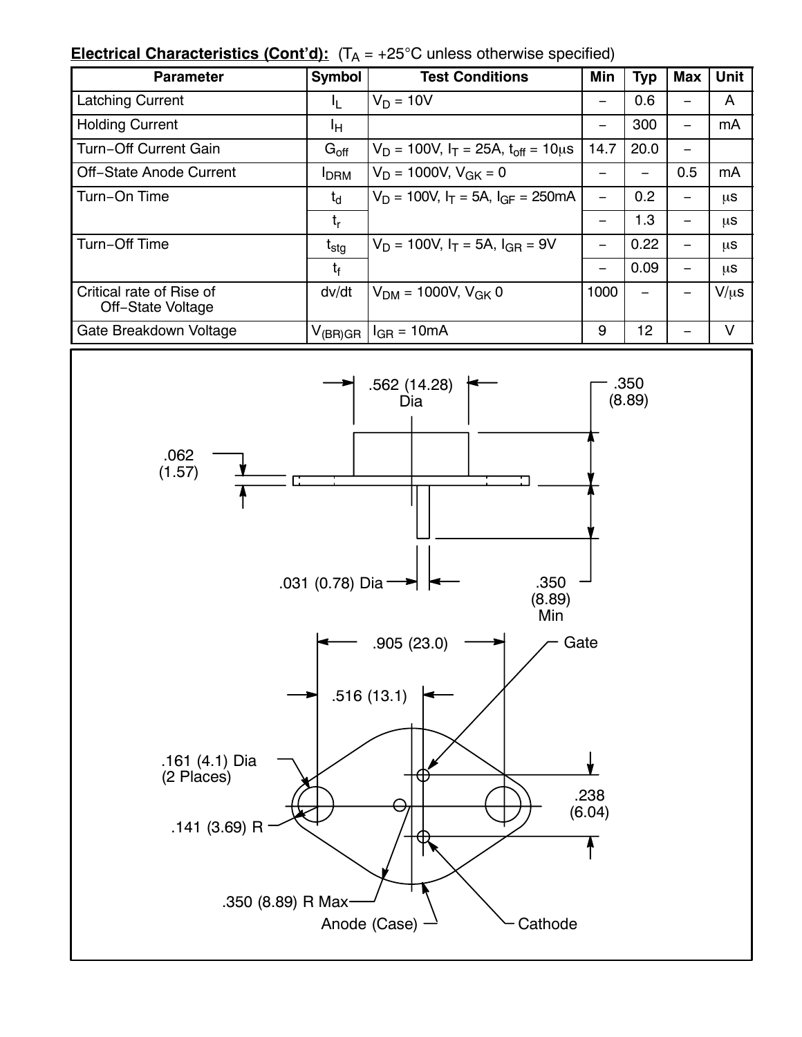**Electrical Characteristics (Cont'd):** ($T_A$ = +25°C unless otherwise specified)

| Parameter | Symbol | Test Conditions | Min | Typ | Max | Unit |
|---|---|---|---|---|---|---|
| Latching Current | $I_L$ | $V_D$ = 10V | – | 0.6 | – | A |
| Holding Current | $I_H$ | | – | 300 | – | mA |
| Turn–Off Current Gain | $G_{off}$ | $V_D$ = 100V, $I_T$ = 25A, $t_{off}$ = 10μs | 14.7 | 20.0 | – | |
| Off–State Anode Current | $I_{DRM}$ | $V_D$ = 1000V, $V_{GK}$ = 0 | – | – | 0.5 | mA |
| Turn–On Time | $t_d$ | $V_D$ = 100V, $I_T$ = 5A, $I_{GF}$ = 250mA | – | 0.2 | – | μs |
| | $t_r$ | | – | 1.3 | – | μs |
| Turn–Off Time | $t_{stg}$ | $V_D$ = 100V, $I_T$ = 5A, $I_{GR}$ = 9V | – | 0.22 | – | μs |
| | $t_f$ | | – | 0.09 | – | μs |
| Critical rate of Rise of Off–State Voltage | dv/dt | $V_{DM}$ = 1000V, $V_{GK}$ 0 | 1000 | – | – | V/μs |
| Gate Breakdown Voltage | $V_{(BR)GR}$ | $I_{GR}$ = 10mA | 9 | 12 | – | V |

.562 (14.28) Dia

.350 (8.89)

.062 (1.57)

.031 (0.78) Dia

.350 (8.89) Min

.905 (23.0)

Gate

.516 (13.1)

.161 (4.1) Dia (2 Places)

.238 (6.04)

.141 (3.69) R

.350 (8.89) R Max

Anode (Case)

Cathode